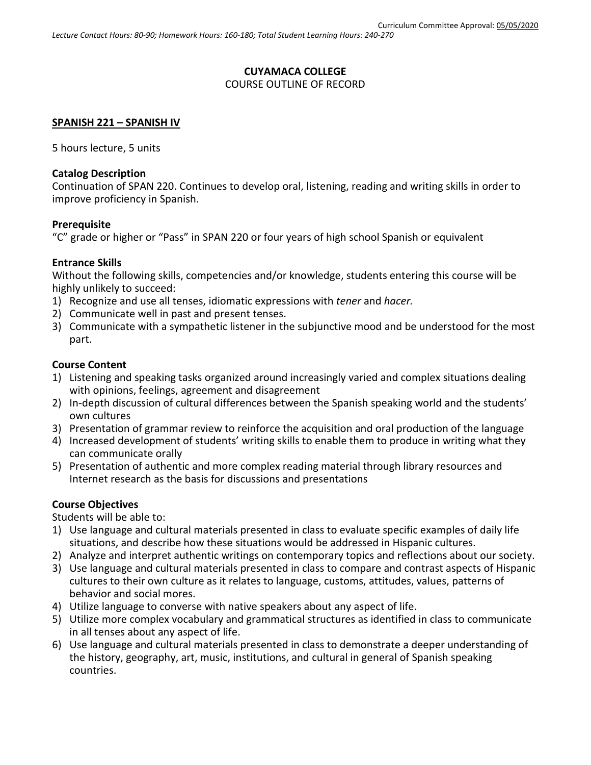Curriculum Committee Approval: 05/05/2020

*Lecture Contact Hours: 80-90; Homework Hours: 160-180; Total Student Learning Hours: 240-270*

# CUYAMACA COLLEGE
COURSE OUTLINE OF RECORD

## SPANISH 221 – SPANISH IV

5 hours lecture, 5 units

### Catalog Description
Continuation of SPAN 220. Continues to develop oral, listening, reading and writing skills in order to improve proficiency in Spanish.

### Prerequisite
"C" grade or higher or "Pass" in SPAN 220 or four years of high school Spanish or equivalent

### Entrance Skills
Without the following skills, competencies and/or knowledge, students entering this course will be highly unlikely to succeed:
1) Recognize and use all tenses, idiomatic expressions with *tener* and *hacer.*
2) Communicate well in past and present tenses.
3) Communicate with a sympathetic listener in the subjunctive mood and be understood for the most part.

### Course Content
1) Listening and speaking tasks organized around increasingly varied and complex situations dealing with opinions, feelings, agreement and disagreement
2) In-depth discussion of cultural differences between the Spanish speaking world and the students' own cultures
3) Presentation of grammar review to reinforce the acquisition and oral production of the language
4) Increased development of students' writing skills to enable them to produce in writing what they can communicate orally
5) Presentation of authentic and more complex reading material through library resources and Internet research as the basis for discussions and presentations

### Course Objectives
Students will be able to:
1) Use language and cultural materials presented in class to evaluate specific examples of daily life situations, and describe how these situations would be addressed in Hispanic cultures.
2) Analyze and interpret authentic writings on contemporary topics and reflections about our society.
3) Use language and cultural materials presented in class to compare and contrast aspects of Hispanic cultures to their own culture as it relates to language, customs, attitudes, values, patterns of behavior and social mores.
4) Utilize language to converse with native speakers about any aspect of life.
5) Utilize more complex vocabulary and grammatical structures as identified in class to communicate in all tenses about any aspect of life.
6) Use language and cultural materials presented in class to demonstrate a deeper understanding of the history, geography, art, music, institutions, and cultural in general of Spanish speaking countries.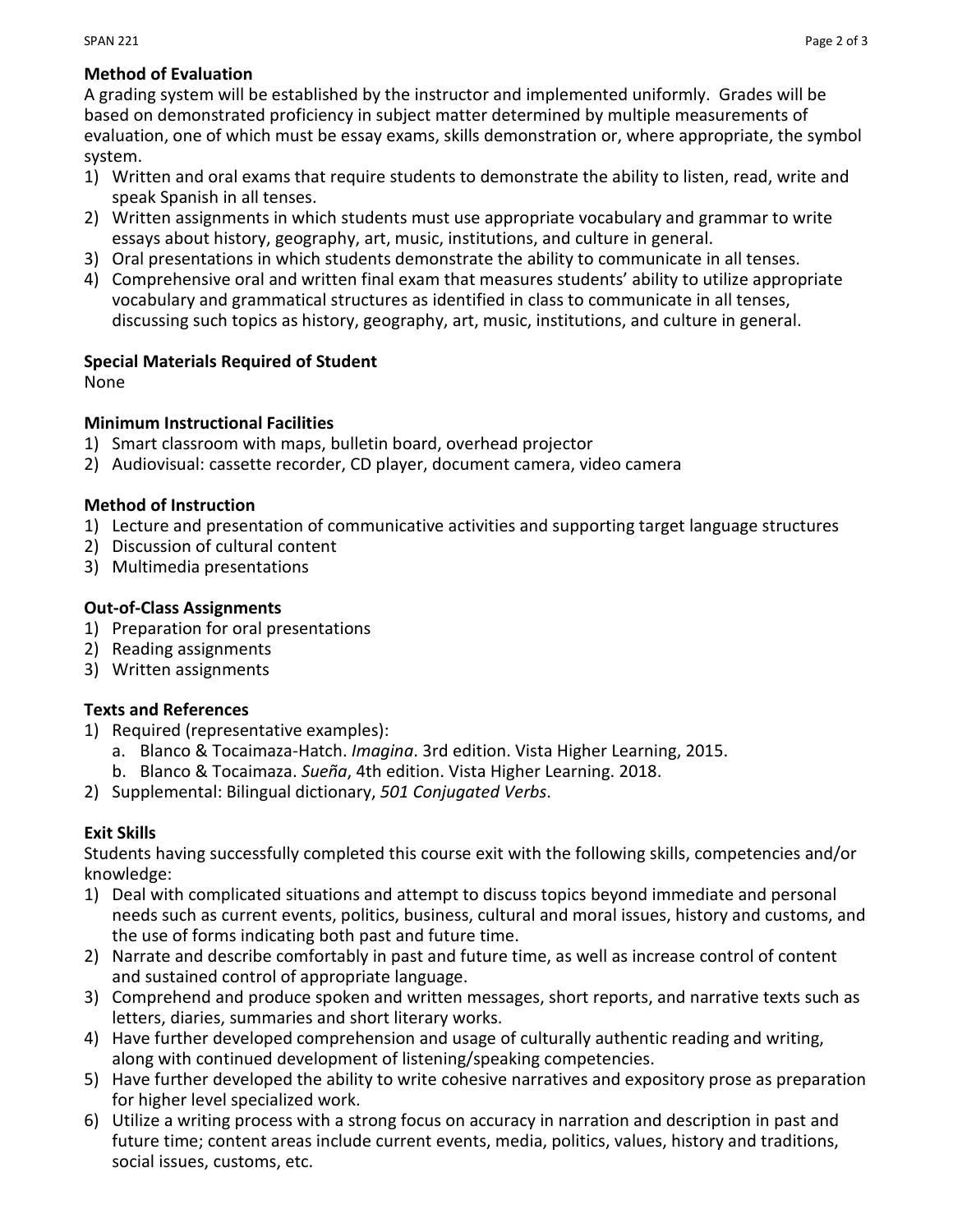## Method of Evaluation

A grading system will be established by the instructor and implemented uniformly. Grades will be based on demonstrated proficiency in subject matter determined by multiple measurements of evaluation, one of which must be essay exams, skills demonstration or, where appropriate, the symbol system.

1) Written and oral exams that require students to demonstrate the ability to listen, read, write and speak Spanish in all tenses.
2) Written assignments in which students must use appropriate vocabulary and grammar to write essays about history, geography, art, music, institutions, and culture in general.
3) Oral presentations in which students demonstrate the ability to communicate in all tenses.
4) Comprehensive oral and written final exam that measures students' ability to utilize appropriate vocabulary and grammatical structures as identified in class to communicate in all tenses, discussing such topics as history, geography, art, music, institutions, and culture in general.

## Special Materials Required of Student

None

## Minimum Instructional Facilities

1) Smart classroom with maps, bulletin board, overhead projector
2) Audiovisual: cassette recorder, CD player, document camera, video camera

## Method of Instruction

1) Lecture and presentation of communicative activities and supporting target language structures
2) Discussion of cultural content
3) Multimedia presentations

## Out-of-Class Assignments

1) Preparation for oral presentations
2) Reading assignments
3) Written assignments

## Texts and References

1) Required (representative examples):
   a. Blanco & Tocaimaza-Hatch. *Imagina*. 3rd edition. Vista Higher Learning, 2015.
   b. Blanco & Tocaimaza. *Sueña*, 4th edition. Vista Higher Learning. 2018.
2) Supplemental: Bilingual dictionary, *501 Conjugated Verbs*.

## Exit Skills

Students having successfully completed this course exit with the following skills, competencies and/or knowledge:

1) Deal with complicated situations and attempt to discuss topics beyond immediate and personal needs such as current events, politics, business, cultural and moral issues, history and customs, and the use of forms indicating both past and future time.
2) Narrate and describe comfortably in past and future time, as well as increase control of content and sustained control of appropriate language.
3) Comprehend and produce spoken and written messages, short reports, and narrative texts such as letters, diaries, summaries and short literary works.
4) Have further developed comprehension and usage of culturally authentic reading and writing, along with continued development of listening/speaking competencies.
5) Have further developed the ability to write cohesive narratives and expository prose as preparation for higher level specialized work.
6) Utilize a writing process with a strong focus on accuracy in narration and description in past and future time; content areas include current events, media, politics, values, history and traditions, social issues, customs, etc.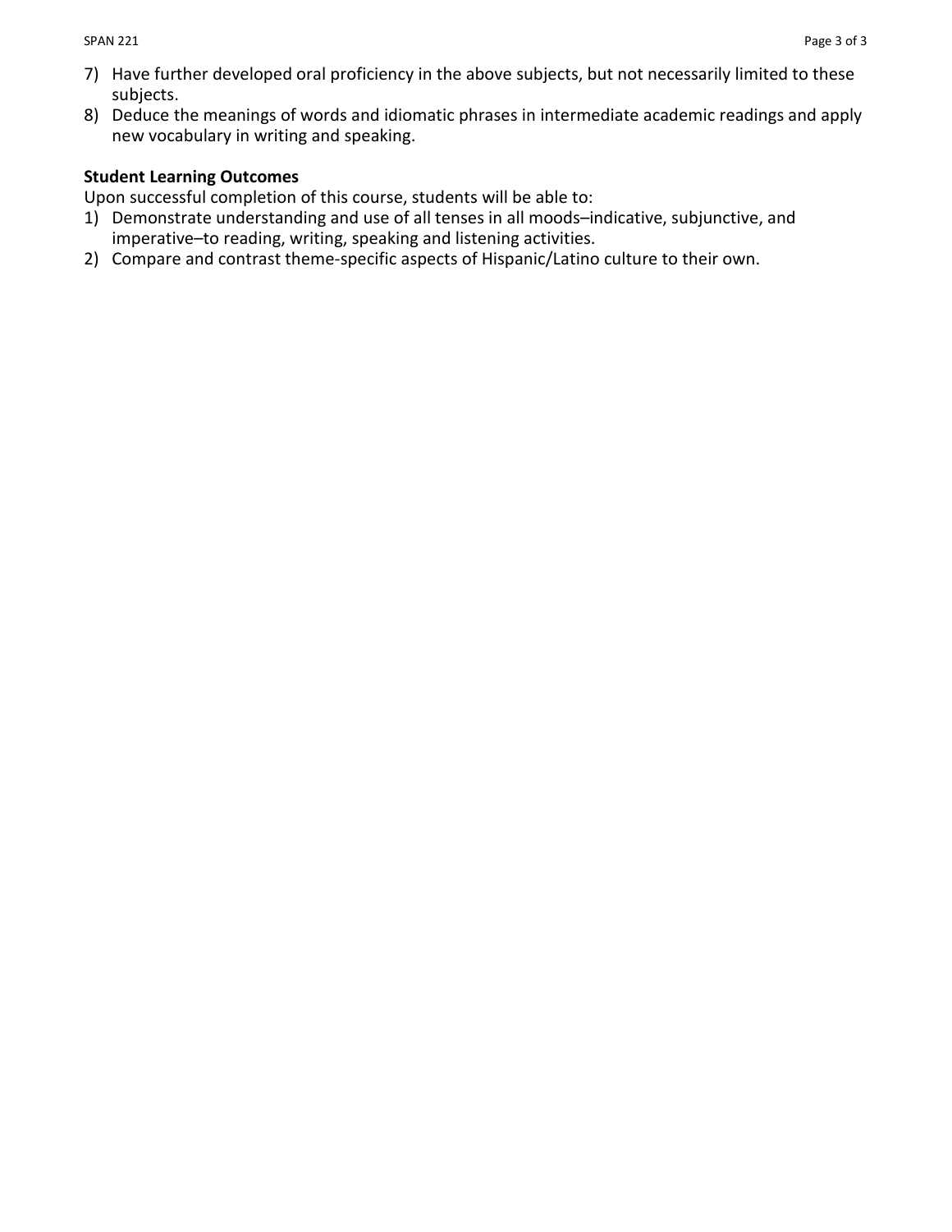7) Have further developed oral proficiency in the above subjects, but not necessarily limited to these subjects.
8) Deduce the meanings of words and idiomatic phrases in intermediate academic readings and apply new vocabulary in writing and speaking.

**Student Learning Outcomes**

Upon successful completion of this course, students will be able to:

1) Demonstrate understanding and use of all tenses in all moods–indicative, subjunctive, and imperative–to reading, writing, speaking and listening activities.
2) Compare and contrast theme-specific aspects of Hispanic/Latino culture to their own.